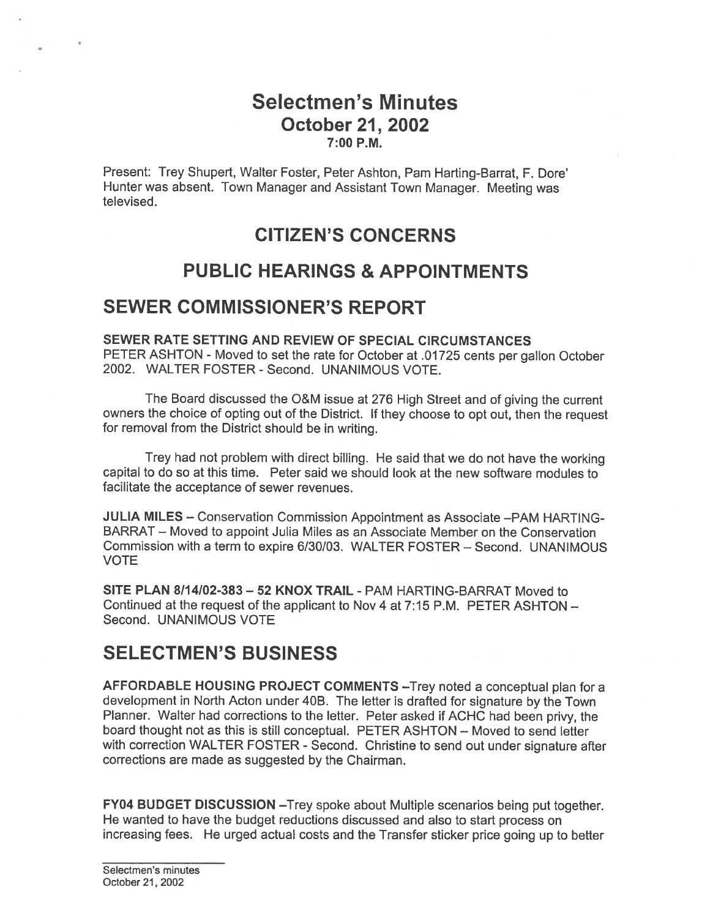# Selectmen's Minutes
## October 21, 2002
### 7:00 P.M.

Present: Trey Shupert, Walter Foster, Peter Ashton, Pam Harting-Barrat, F. Dore' Hunter was absent. Town Manager and Assistant Town Manager. Meeting was televised.

## CITIZEN'S CONCERNS

## PUBLIC HEARINGS & APPOINTMENTS

## SEWER COMMISSIONER'S REPORT

**SEWER RATE SETTING AND REVIEW OF SPECIAL CIRCUMSTANCES**
PETER ASHTON - Moved to set the rate for October at .01725 cents per gallon October 2002. WALTER FOSTER - Second. UNANIMOUS VOTE.

The Board discussed the O&M issue at 276 High Street and of giving the current owners the choice of opting out of the District. If they choose to opt out, then the request for removal from the District should be in writing.

Trey had not problem with direct billing. He said that we do not have the working capital to do so at this time. Peter said we should look at the new software modules to facilitate the acceptance of sewer revenues.

**JULIA MILES** – Conservation Commission Appointment as Associate –PAM HARTING-BARRAT – Moved to appoint Julia Miles as an Associate Member on the Conservation Commission with a term to expire 6/30/03. WALTER FOSTER – Second. UNANIMOUS VOTE

**SITE PLAN 8/14/02-383 – 52 KNOX TRAIL** - PAM HARTING-BARRAT Moved to Continued at the request of the applicant to Nov 4 at 7:15 P.M. PETER ASHTON – Second. UNANIMOUS VOTE

## SELECTMEN'S BUSINESS

**AFFORDABLE HOUSING PROJECT COMMENTS** –Trey noted a conceptual plan for a development in North Acton under 40B. The letter is drafted for signature by the Town Planner. Walter had corrections to the letter. Peter asked if ACHC had been privy, the board thought not as this is still conceptual. PETER ASHTON – Moved to send letter with correction WALTER FOSTER - Second. Christine to send out under signature after corrections are made as suggested by the Chairman.

**FY04 BUDGET DISCUSSION** –Trey spoke about Multiple scenarios being put together. He wanted to have the budget reductions discussed and also to start process on increasing fees. He urged actual costs and the Transfer sticker price going up to better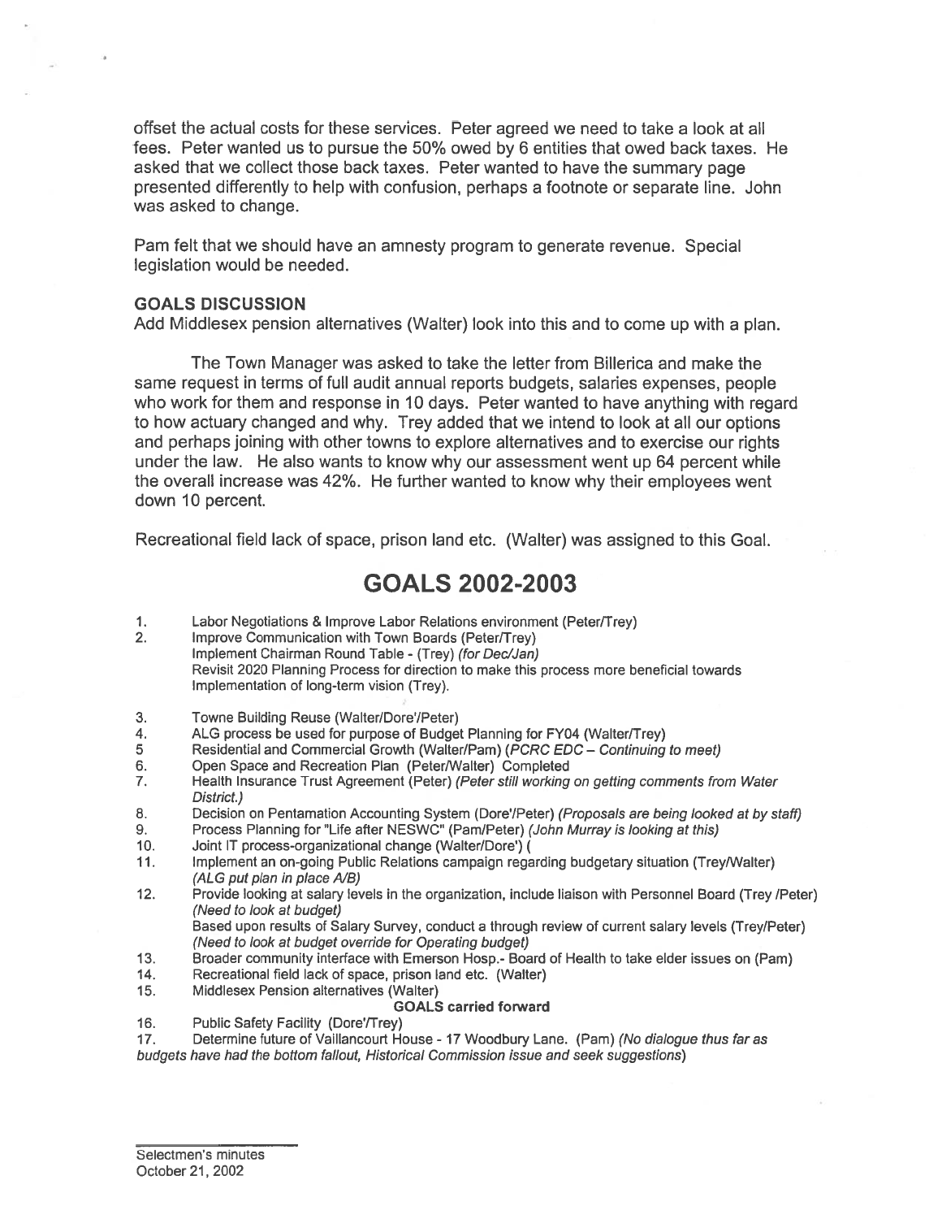offset the actual costs for these services. Peter agreed we need to take a look at all fees. Peter wanted us to pursue the 50% owed by 6 entities that owed back taxes. He asked that we collect those back taxes. Peter wanted to have the summary page presented differently to help with confusion, perhaps a footnote or separate line. John was asked to change.

Pam felt that we should have an amnesty program to generate revenue. Special legislation would be needed.

### GOALS DISCUSSION

Add Middlesex pension alternatives (Walter) look into this and to come up with a plan.

The Town Manager was asked to take the letter from Billerica and make the same request in terms of full audit annual reports budgets, salaries expenses, people who work for them and response in 10 days. Peter wanted to have anything with regard to how actuary changed and why. Trey added that we intend to look at all our options and perhaps joining with other towns to explore alternatives and to exercise our rights under the law. He also wants to know why our assessment went up 64 percent while the overall increase was 42%. He further wanted to know why their employees went down 10 percent.

Recreational field lack of space, prison land etc. (Walter) was assigned to this Goal.

## GOALS 2002-2003

1. Labor Negotiations & Improve Labor Relations environment (Peter/Trey)
2. Improve Communication with Town Boards (Peter/Trey)
   Implement Chairman Round Table - (Trey) *(for Dec/Jan)*
   Revisit 2020 Planning Process for direction to make this process more beneficial towards Implementation of long-term vision (Trey).
3. Towne Building Reuse (Walter/Dore'/Peter)
4. ALG process be used for purpose of Budget Planning for FY04 (Walter/Trey)
5. Residential and Commercial Growth (Walter/Pam) *(PCRC EDC – Continuing to meet)*
6. Open Space and Recreation Plan (Peter/Walter) Completed
7. Health Insurance Trust Agreement (Peter) *(Peter still working on getting comments from Water District.)*
8. Decision on Pentamation Accounting System (Dore'/Peter) *(Proposals are being looked at by staff)*
9. Process Planning for "Life after NESWC" (Pam/Peter) *(John Murray is looking at this)*
10. Joint IT process-organizational change (Walter/Dore') (
11. Implement an on-going Public Relations campaign regarding budgetary situation (Trey/Walter) *(ALG put plan in place A/B)*
12. Provide looking at salary levels in the organization, include liaison with Personnel Board (Trey /Peter) *(Need to look at budget)*
    Based upon results of Salary Survey, conduct a through review of current salary levels (Trey/Peter) *(Need to look at budget override for Operating budget)*
13. Broader community interface with Emerson Hosp.- Board of Health to take elder issues on (Pam)
14. Recreational field lack of space, prison land etc. (Walter)
15. Middlesex Pension alternatives (Walter)

**GOALS carried forward**

16. Public Safety Facility (Dore'/Trey)
17. Determine future of Vaillancourt House - 17 Woodbury Lane. (Pam) *(No dialogue thus far as budgets have had the bottom fallout, Historical Commission issue and seek suggestions)*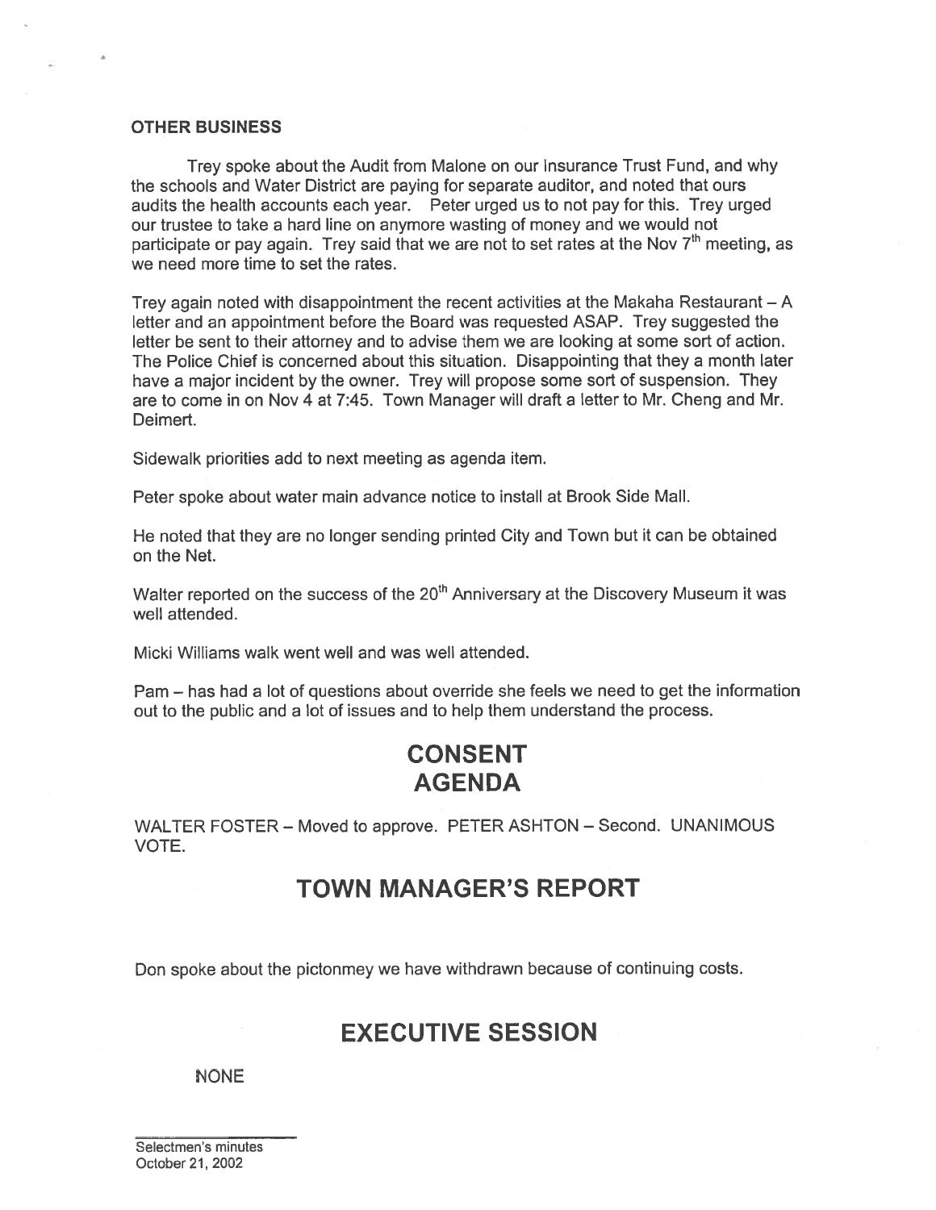**OTHER BUSINESS**

Trey spoke about the Audit from Malone on our Insurance Trust Fund, and why the schools and Water District are paying for separate auditor, and noted that ours audits the health accounts each year. Peter urged us to not pay for this. Trey urged our trustee to take a hard line on anymore wasting of money and we would not participate or pay again. Trey said that we are not to set rates at the Nov 7th meeting, as we need more time to set the rates.

Trey again noted with disappointment the recent activities at the Makaha Restaurant – A letter and an appointment before the Board was requested ASAP. Trey suggested the letter be sent to their attorney and to advise them we are looking at some sort of action. The Police Chief is concerned about this situation. Disappointing that they a month later have a major incident by the owner. Trey will propose some sort of suspension. They are to come in on Nov 4 at 7:45. Town Manager will draft a letter to Mr. Cheng and Mr. Deimert.

Sidewalk priorities add to next meeting as agenda item.

Peter spoke about water main advance notice to install at Brook Side Mall.

He noted that they are no longer sending printed City and Town but it can be obtained on the Net.

Walter reported on the success of the 20th Anniversary at the Discovery Museum it was well attended.

Micki Williams walk went well and was well attended.

Pam – has had a lot of questions about override she feels we need to get the information out to the public and a lot of issues and to help them understand the process.

# CONSENT AGENDA

WALTER FOSTER – Moved to approve. PETER ASHTON – Second. UNANIMOUS VOTE.

# TOWN MANAGER'S REPORT

Don spoke about the pictonmey we have withdrawn because of continuing costs.

# EXECUTIVE SESSION

NONE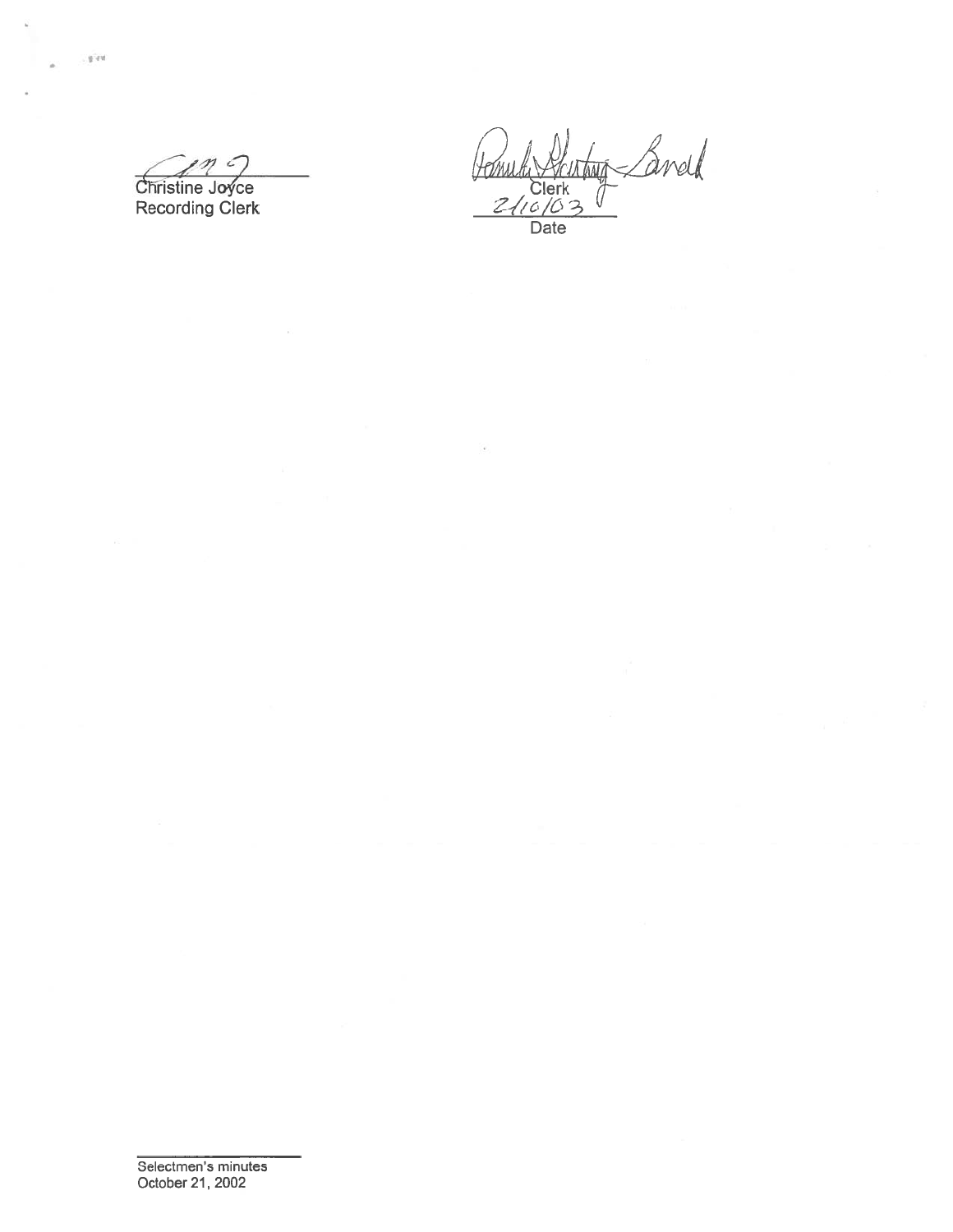Christine Joyce
Recording Clerk

Clerk
2/10/03
Date

Selectmen's minutes
October 21, 2002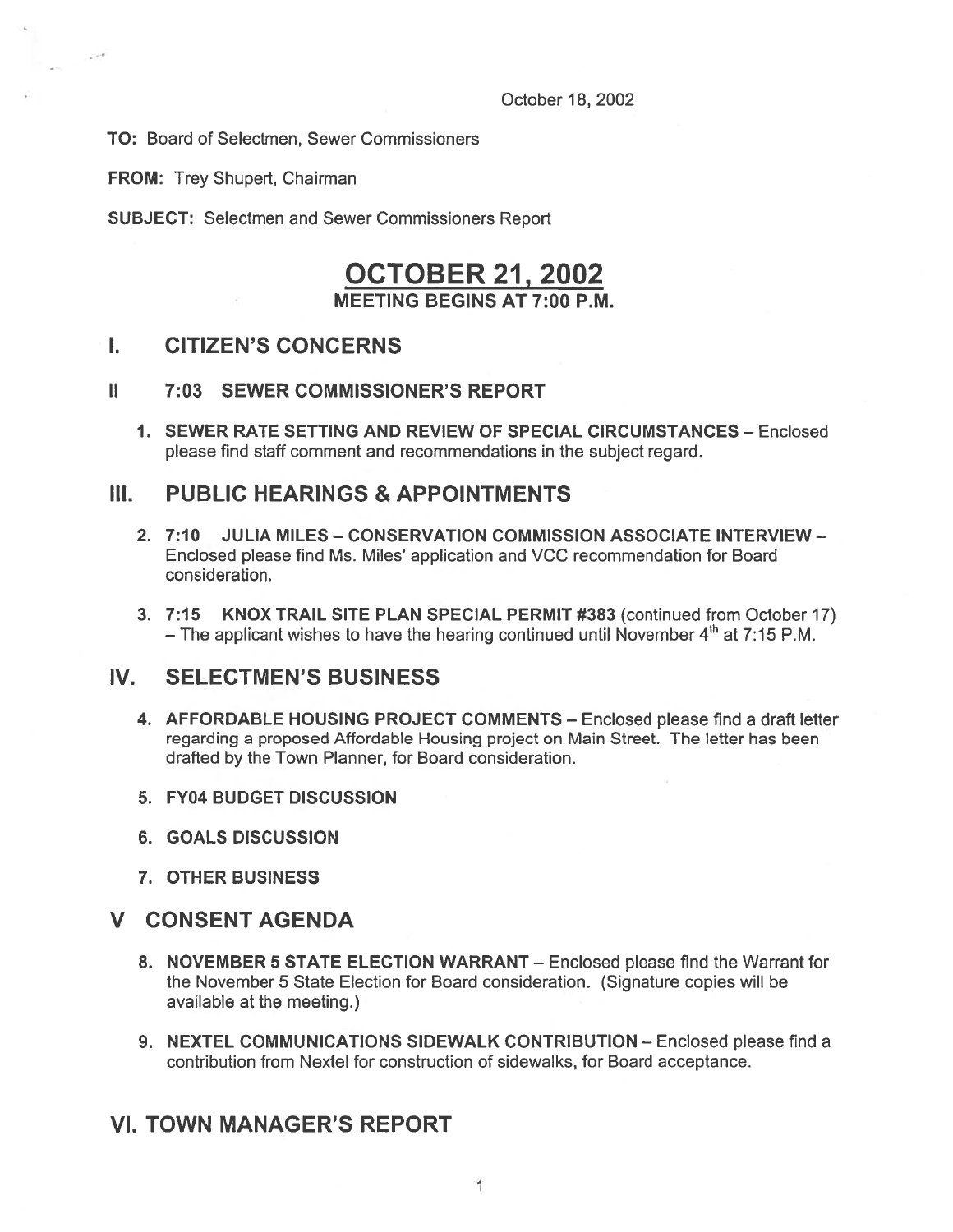October 18, 2002

**TO:** Board of Selectmen, Sewer Commissioners

**FROM:** Trey Shupert, Chairman

**SUBJECT:** Selectmen and Sewer Commissioners Report

# OCTOBER 21, 2002

## MEETING BEGINS AT 7:00 P.M.

## I. CITIZEN'S CONCERNS

## II 7:03 SEWER COMMISSIONER'S REPORT

1. **SEWER RATE SETTING AND REVIEW OF SPECIAL CIRCUMSTANCES** – Enclosed please find staff comment and recommendations in the subject regard.

## III. PUBLIC HEARINGS & APPOINTMENTS

2. **7:10 JULIA MILES – CONSERVATION COMMISSION ASSOCIATE INTERVIEW** – Enclosed please find Ms. Miles' application and VCC recommendation for Board consideration.

3. **7:15 KNOX TRAIL SITE PLAN SPECIAL PERMIT #383** (continued from October 17) – The applicant wishes to have the hearing continued until November 4th at 7:15 P.M.

## IV. SELECTMEN'S BUSINESS

4. **AFFORDABLE HOUSING PROJECT COMMENTS** – Enclosed please find a draft letter regarding a proposed Affordable Housing project on Main Street. The letter has been drafted by the Town Planner, for Board consideration.

5. **FY04 BUDGET DISCUSSION**

6. **GOALS DISCUSSION**

7. **OTHER BUSINESS**

## V CONSENT AGENDA

8. **NOVEMBER 5 STATE ELECTION WARRANT** – Enclosed please find the Warrant for the November 5 State Election for Board consideration. (Signature copies will be available at the meeting.)

9. **NEXTEL COMMUNICATIONS SIDEWALK CONTRIBUTION** – Enclosed please find a contribution from Nextel for construction of sidewalks, for Board acceptance.

## VI. TOWN MANAGER'S REPORT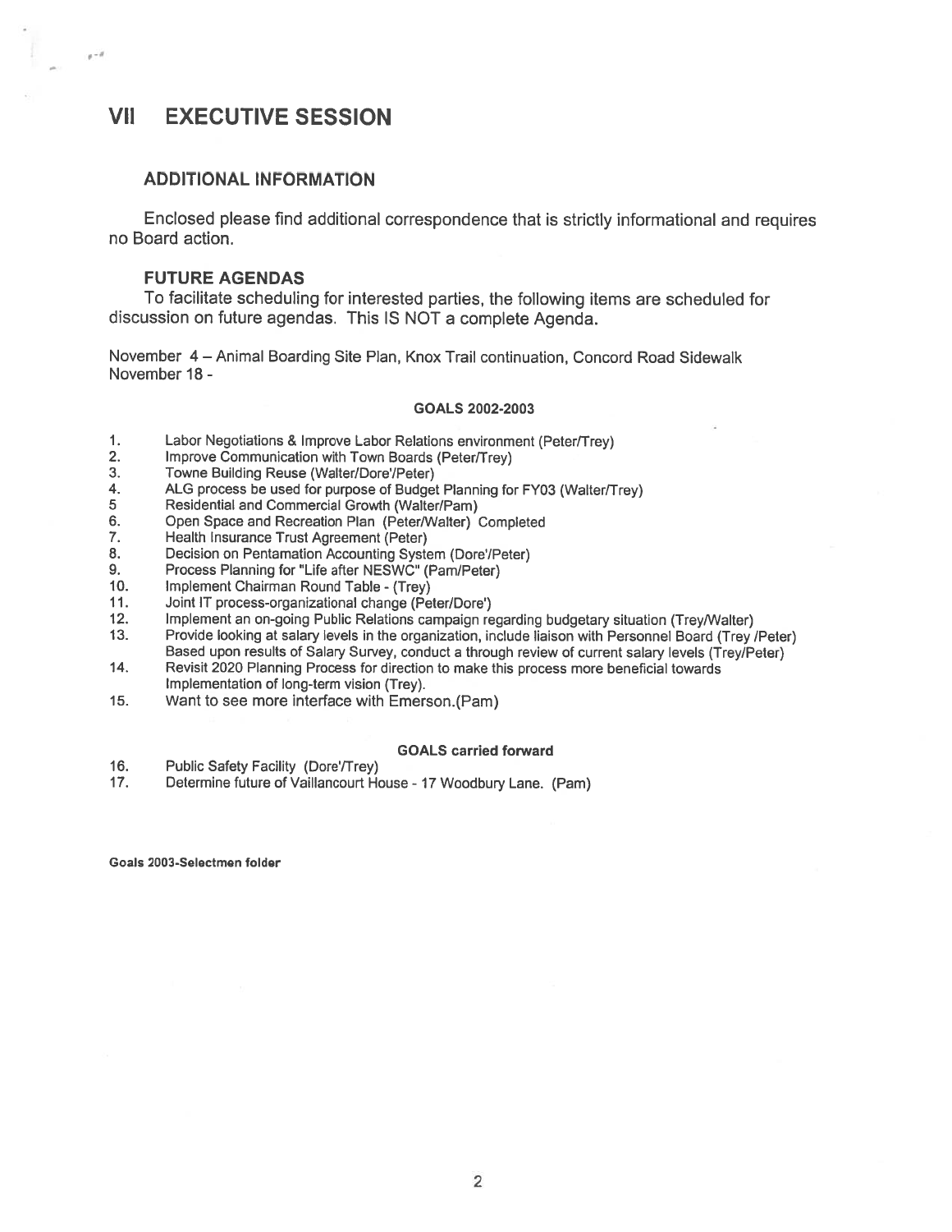# VII EXECUTIVE SESSION

### ADDITIONAL INFORMATION

Enclosed please find additional correspondence that is strictly informational and requires no Board action.

### FUTURE AGENDAS

To facilitate scheduling for interested parties, the following items are scheduled for discussion on future agendas. This IS NOT a complete Agenda.

November 4 – Animal Boarding Site Plan, Knox Trail continuation, Concord Road Sidewalk
November 18 -

#### GOALS 2002-2003

1. Labor Negotiations & Improve Labor Relations environment (Peter/Trey)
2. Improve Communication with Town Boards (Peter/Trey)
3. Towne Building Reuse (Walter/Dore'/Peter)
4. ALG process be used for purpose of Budget Planning for FY03 (Walter/Trey)
5. Residential and Commercial Growth (Walter/Pam)
6. Open Space and Recreation Plan (Peter/Walter) Completed
7. Health Insurance Trust Agreement (Peter)
8. Decision on Pentamation Accounting System (Dore'/Peter)
9. Process Planning for "Life after NESWC" (Pam/Peter)
10. Implement Chairman Round Table - (Trey)
11. Joint IT process-organizational change (Peter/Dore')
12. Implement an on-going Public Relations campaign regarding budgetary situation (Trey/Walter)
13. Provide looking at salary levels in the organization, include liaison with Personnel Board (Trey /Peter) Based upon results of Salary Survey, conduct a through review of current salary levels (Trey/Peter)
14. Revisit 2020 Planning Process for direction to make this process more beneficial towards Implementation of long-term vision (Trey).
15. Want to see more interface with Emerson.(Pam)

#### GOALS carried forward

16. Public Safety Facility (Dore'/Trey)
17. Determine future of Vaillancourt House - 17 Woodbury Lane. (Pam)

**Goals 2003-Selectmen folder**